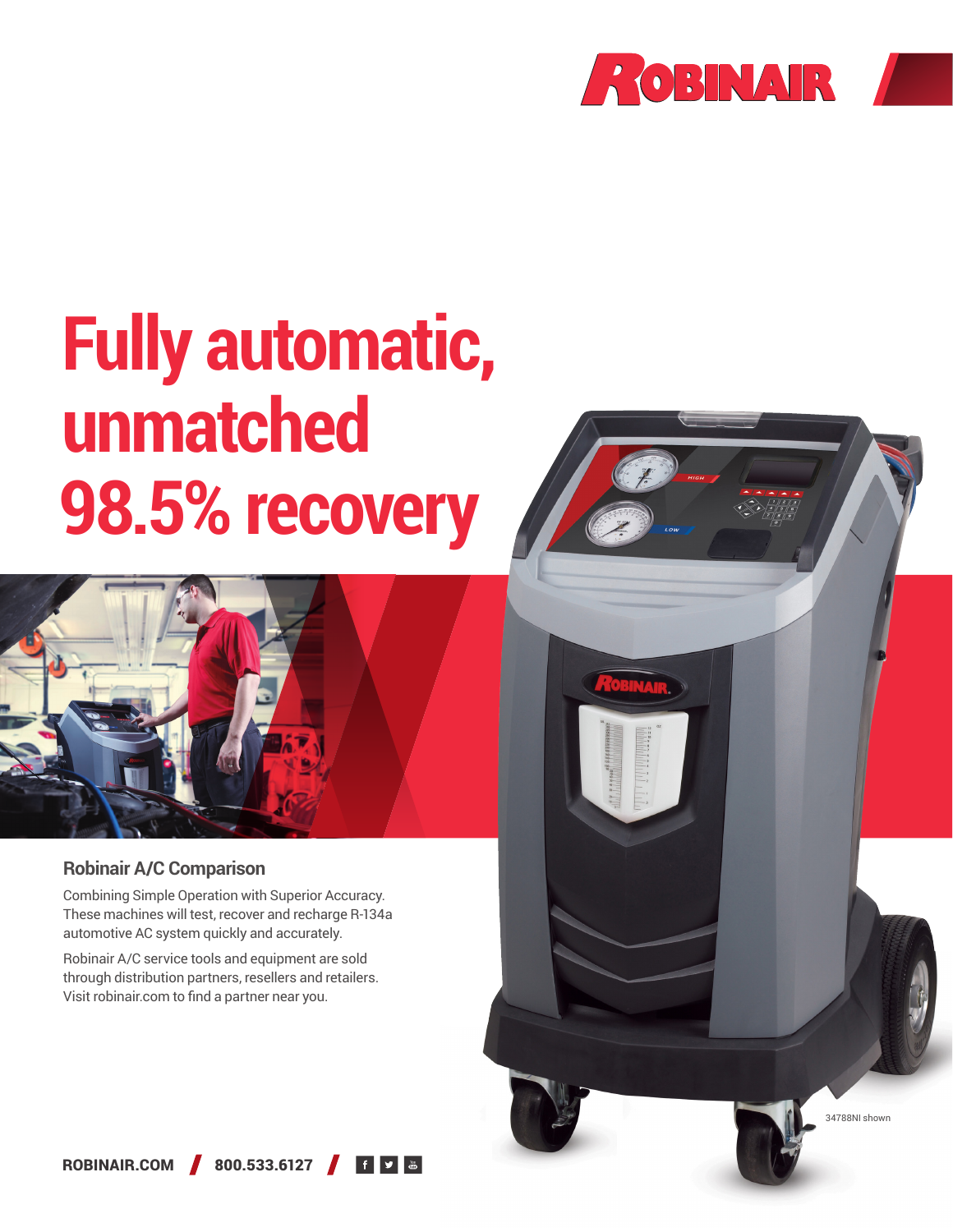# Fully automatic, unmatched 98.5% recovery

## Robinair A/C Comparison

Combining Simple Operation with Superior Accuracy. These machines will test, recover and recharge R-134a automotive AC system quickly and accurately.

Robinair A/C service tools and equipment are sold through distribution partners, resellers and retailers. Visit robinair.com to find a partner near you.

34788NI shown

**ROBINAIR.COM** / **800.533.6127**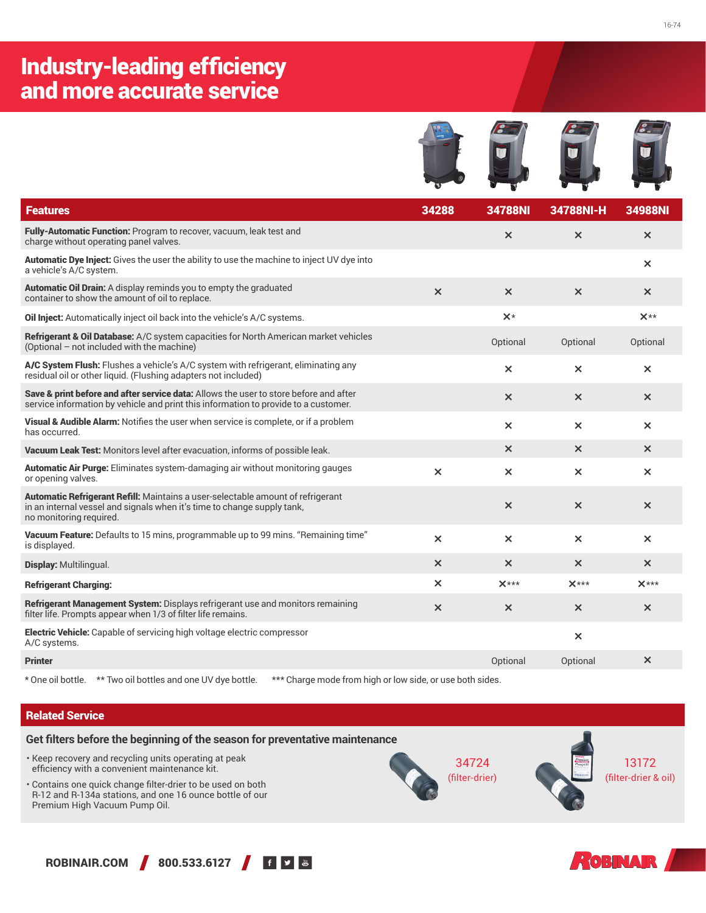# Industry-leading efficiency and more accurate service

| Features | 34288 | 34788NI | 34788NI-H | 34988NI |
|---|---|---|---|---|
| **Fully-Automatic Function:** Program to recover, vacuum, leak test and charge without operating panel valves. | | × | × | × |
| **Automatic Dye Inject:** Gives the user the ability to use the machine to inject UV dye into a vehicle's A/C system. | | | | × |
| **Automatic Oil Drain:** A display reminds you to empty the graduated container to show the amount of oil to replace. | × | × | × | × |
| **Oil Inject:** Automatically inject oil back into the vehicle's A/C systems. | | ×* | | ×** |
| **Refrigerant & Oil Database:** A/C system capacities for North American market vehicles (Optional – not included with the machine) | | Optional | Optional | Optional |
| **A/C System Flush:** Flushes a vehicle's A/C system with refrigerant, eliminating any residual oil or other liquid. (Flushing adapters not included) | | × | × | × |
| **Save & print before and after service data:** Allows the user to store before and after service information by vehicle and print this information to provide to a customer. | | × | × | × |
| **Visual & Audible Alarm:** Notifies the user when service is complete, or if a problem has occurred. | | × | × | × |
| **Vacuum Leak Test:** Monitors level after evacuation, informs of possible leak. | | × | × | × |
| **Automatic Air Purge:** Eliminates system-damaging air without monitoring gauges or opening valves. | × | × | × | × |
| **Automatic Refrigerant Refill:** Maintains a user-selectable amount of refrigerant in an internal vessel and signals when it's time to change supply tank, no monitoring required. | | × | × | × |
| **Vacuum Feature:** Defaults to 15 mins, programmable up to 99 mins. "Remaining time" is displayed. | × | × | × | × |
| **Display:** Multilingual. | × | × | × | × |
| **Refrigerant Charging:** | × | ×*** | ×*** | ×*** |
| **Refrigerant Management System:** Displays refrigerant use and monitors remaining filter life. Prompts appear when 1/3 of filter life remains. | × | × | × | × |
| **Electric Vehicle:** Capable of servicing high voltage electric compressor A/C systems. | | | × | |
| **Printer** | | Optional | Optional | × |

* One oil bottle. ** Two oil bottles and one UV dye bottle. *** Charge mode from high or low side, or use both sides.

## Related Service

### Get filters before the beginning of the season for preventative maintenance

- Keep recovery and recycling units operating at peak efficiency with a convenient maintenance kit.
- Contains one quick change filter-drier to be used on both R-12 and R-134a stations, and one 16 ounce bottle of our Premium High Vacuum Pump Oil.

34724
(filter-drier)

13172
(filter-drier & oil)

ROBINAIR.COM / 800.533.6127